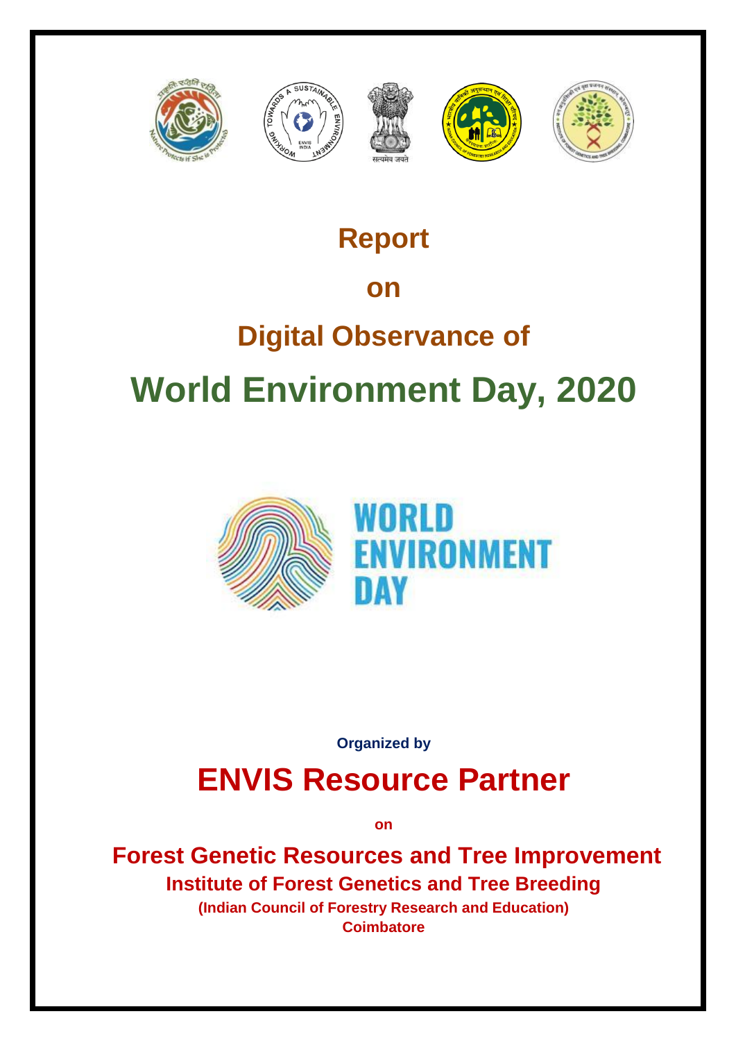# Report

# on

# Digital Observance of

# World Environment Day, 2020

**Organized by**

## ENVIS Resource Partner

**on**

### Forest Genetic Resources and Tree Improvement

**Institute of Forest Genetics and Tree Breeding**

**(Indian Council of Forestry Research and Education)**

**Coimbatore**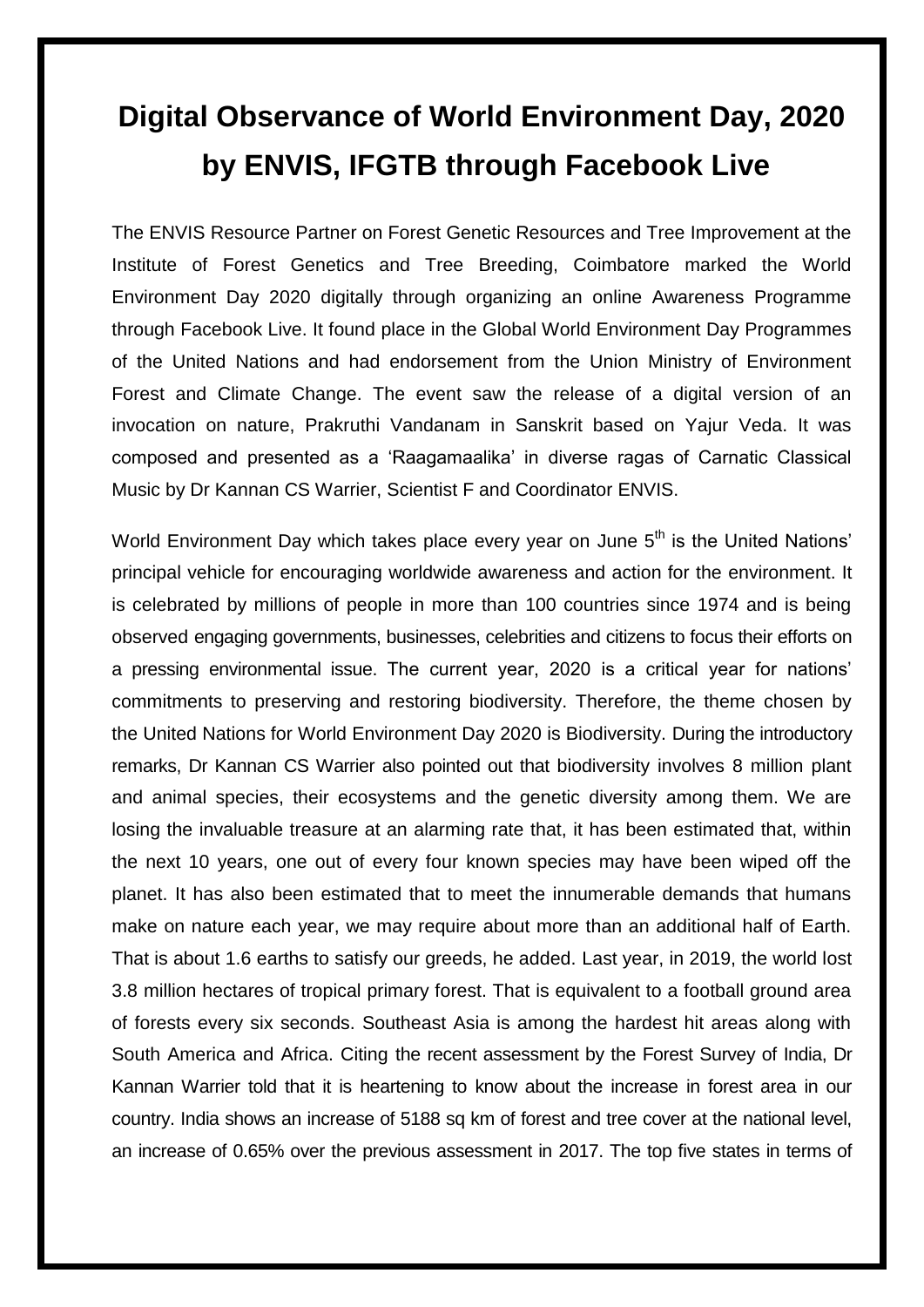# Digital Observance of World Environment Day, 2020 by ENVIS, IFGTB through Facebook Live

The ENVIS Resource Partner on Forest Genetic Resources and Tree Improvement at the Institute of Forest Genetics and Tree Breeding, Coimbatore marked the World Environment Day 2020 digitally through organizing an online Awareness Programme through Facebook Live. It found place in the Global World Environment Day Programmes of the United Nations and had endorsement from the Union Ministry of Environment Forest and Climate Change. The event saw the release of a digital version of an invocation on nature, Prakruthi Vandanam in Sanskrit based on Yajur Veda. It was composed and presented as a 'Raagamaalika' in diverse ragas of Carnatic Classical Music by Dr Kannan CS Warrier, Scientist F and Coordinator ENVIS.

World Environment Day which takes place every year on June 5$^{th}$ is the United Nations' principal vehicle for encouraging worldwide awareness and action for the environment. It is celebrated by millions of people in more than 100 countries since 1974 and is being observed engaging governments, businesses, celebrities and citizens to focus their efforts on a pressing environmental issue. The current year, 2020 is a critical year for nations' commitments to preserving and restoring biodiversity. Therefore, the theme chosen by the United Nations for World Environment Day 2020 is Biodiversity. During the introductory remarks, Dr Kannan CS Warrier also pointed out that biodiversity involves 8 million plant and animal species, their ecosystems and the genetic diversity among them. We are losing the invaluable treasure at an alarming rate that, it has been estimated that, within the next 10 years, one out of every four known species may have been wiped off the planet. It has also been estimated that to meet the innumerable demands that humans make on nature each year, we may require about more than an additional half of Earth. That is about 1.6 earths to satisfy our greeds, he added. Last year, in 2019, the world lost 3.8 million hectares of tropical primary forest. That is equivalent to a football ground area of forests every six seconds. Southeast Asia is among the hardest hit areas along with South America and Africa. Citing the recent assessment by the Forest Survey of India, Dr Kannan Warrier told that it is heartening to know about the increase in forest area in our country. India shows an increase of 5188 sq km of forest and tree cover at the national level, an increase of 0.65% over the previous assessment in 2017. The top five states in terms of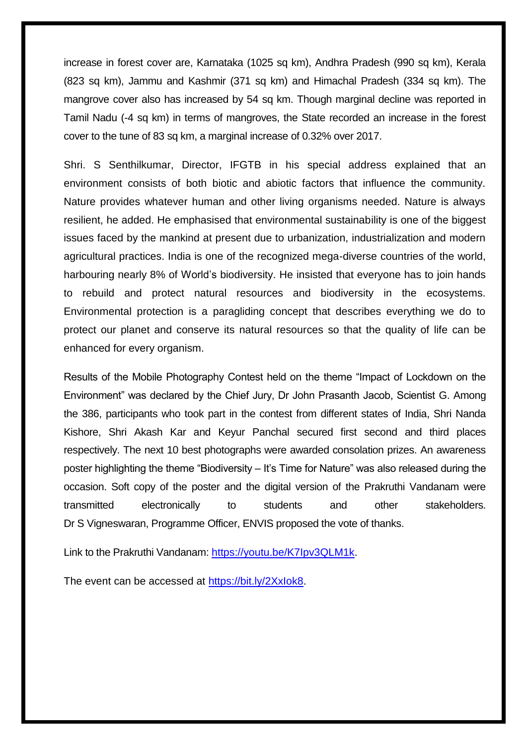increase in forest cover are, Karnataka (1025 sq km), Andhra Pradesh (990 sq km), Kerala (823 sq km), Jammu and Kashmir (371 sq km) and Himachal Pradesh (334 sq km). The mangrove cover also has increased by 54 sq km. Though marginal decline was reported in Tamil Nadu (-4 sq km) in terms of mangroves, the State recorded an increase in the forest cover to the tune of 83 sq km, a marginal increase of 0.32% over 2017.

Shri. S Senthilkumar, Director, IFGTB in his special address explained that an environment consists of both biotic and abiotic factors that influence the community. Nature provides whatever human and other living organisms needed. Nature is always resilient, he added. He emphasised that environmental sustainability is one of the biggest issues faced by the mankind at present due to urbanization, industrialization and modern agricultural practices. India is one of the recognized mega-diverse countries of the world, harbouring nearly 8% of World's biodiversity. He insisted that everyone has to join hands to rebuild and protect natural resources and biodiversity in the ecosystems. Environmental protection is a paragliding concept that describes everything we do to protect our planet and conserve its natural resources so that the quality of life can be enhanced for every organism.

Results of the Mobile Photography Contest held on the theme "Impact of Lockdown on the Environment" was declared by the Chief Jury, Dr John Prasanth Jacob, Scientist G. Among the 386, participants who took part in the contest from different states of India, Shri Nanda Kishore, Shri Akash Kar and Keyur Panchal secured first second and third places respectively. The next 10 best photographs were awarded consolation prizes. An awareness poster highlighting the theme "Biodiversity – It's Time for Nature" was also released during the occasion. Soft copy of the poster and the digital version of the Prakruthi Vandanam were transmitted electronically to students and other stakeholders. Dr S Vigneswaran, Programme Officer, ENVIS proposed the vote of thanks.

Link to the Prakruthi Vandanam: https://youtu.be/K7Ipv3QLM1k.

The event can be accessed at https://bit.ly/2XxIok8.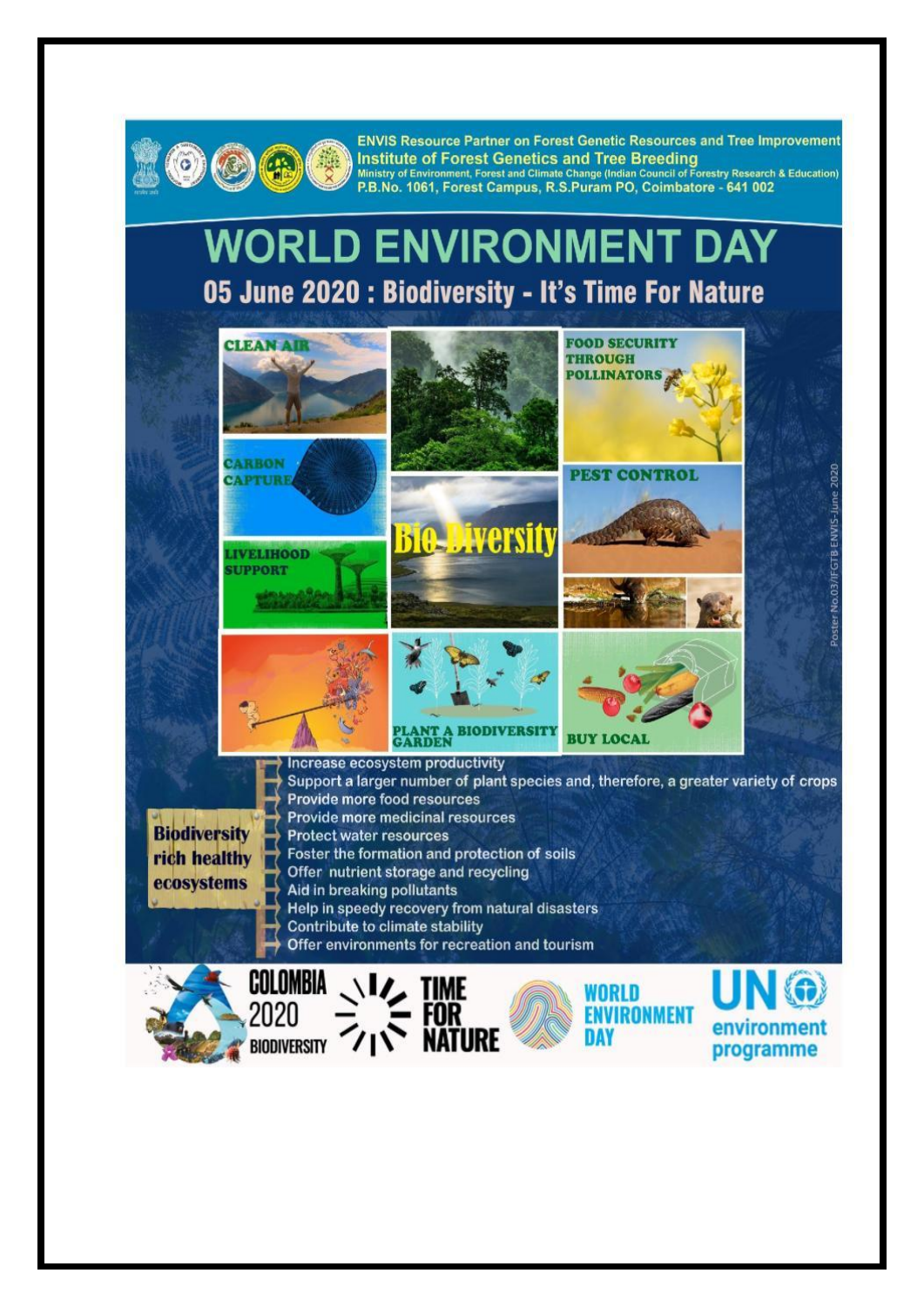ENVIS Resource Partner on Forest Genetic Resources and Tree Improvement

Institute of Forest Genetics and Tree Breeding

Ministry of Environment, Forest and Climate Change (Indian Council of Forestry Research & Education)

P.B.No. 1061, Forest Campus, R.S.Puram PO, Coimbatore - 641 002

# WORLD ENVIRONMENT DAY

## 05 June 2020 : Biodiversity - It's Time For Nature

CLEAN AIR

FOOD SECURITY THROUGH POLLINATORS

CARBON CAPTURE

Bio Diversity

PEST CONTROL

LIVELIHOOD SUPPORT

PLANT A BIODIVERSITY GARDEN

BUY LOCAL

**Biodiversity rich healthy ecosystems**

- Increase ecosystem productivity
- Support a larger number of plant species and, therefore, a greater variety of crops
- Provide more food resources
- Provide more medicinal resources
- Protect water resources
- Foster the formation and protection of soils
- Offer nutrient storage and recycling
- Aid in breaking pollutants
- Help in speedy recovery from natural disasters
- Contribute to climate stability
- Offer environments for recreation and tourism

Poster No.03/IFGTB ENVIS-June 2020

COLOMBIA 2020 BIODIVERSITY

TIME FOR NATURE

WORLD ENVIRONMENT DAY

UN environment programme